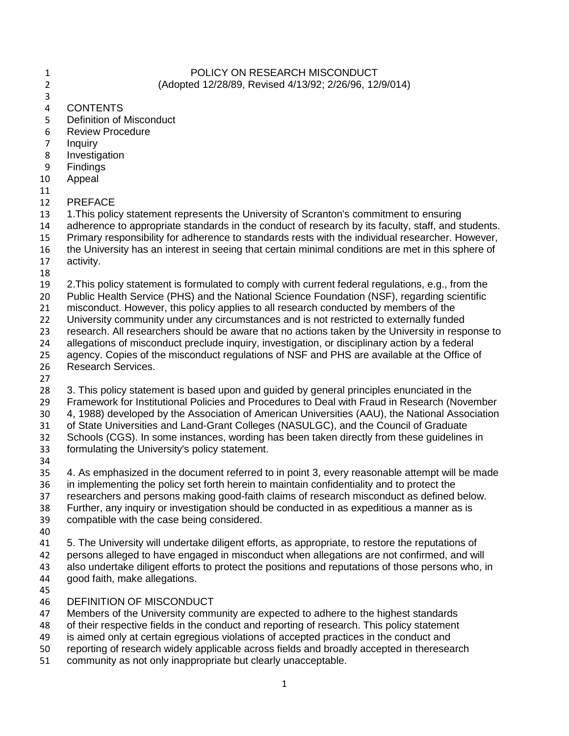# POLICY ON RESEARCH MISCONDUCT

(Adopted 12/28/89, Revised 4/13/92; 2/26/96, 12/9/014)

## CONTENTS

Definition of Misconduct
Review Procedure
Inquiry
Investigation
Findings
Appeal

## PREFACE

1.This policy statement represents the University of Scranton's commitment to ensuring adherence to appropriate standards in the conduct of research by its faculty, staff, and students. Primary responsibility for adherence to standards rests with the individual researcher. However, the University has an interest in seeing that certain minimal conditions are met in this sphere of activity.

2.This policy statement is formulated to comply with current federal regulations, e.g., from the Public Health Service (PHS) and the National Science Foundation (NSF), regarding scientific misconduct. However, this policy applies to all research conducted by members of the University community under any circumstances and is not restricted to externally funded research. All researchers should be aware that no actions taken by the University in response to allegations of misconduct preclude inquiry, investigation, or disciplinary action by a federal agency. Copies of the misconduct regulations of NSF and PHS are available at the Office of Research Services.

3. This policy statement is based upon and guided by general principles enunciated in the Framework for Institutional Policies and Procedures to Deal with Fraud in Research (November 4, 1988) developed by the Association of American Universities (AAU), the National Association of State Universities and Land-Grant Colleges (NASULGC), and the Council of Graduate Schools (CGS). In some instances, wording has been taken directly from these guidelines in formulating the University's policy statement.

4. As emphasized in the document referred to in point 3, every reasonable attempt will be made in implementing the policy set forth herein to maintain confidentiality and to protect the researchers and persons making good-faith claims of research misconduct as defined below. Further, any inquiry or investigation should be conducted in as expeditious a manner as is compatible with the case being considered.

5. The University will undertake diligent efforts, as appropriate, to restore the reputations of persons alleged to have engaged in misconduct when allegations are not confirmed, and will also undertake diligent efforts to protect the positions and reputations of those persons who, in good faith, make allegations.

## DEFINITION OF MISCONDUCT

Members of the University community are expected to adhere to the highest standards of their respective fields in the conduct and reporting of research. This policy statement is aimed only at certain egregious violations of accepted practices in the conduct and reporting of research widely applicable across fields and broadly accepted in theresearch community as not only inappropriate but clearly unacceptable.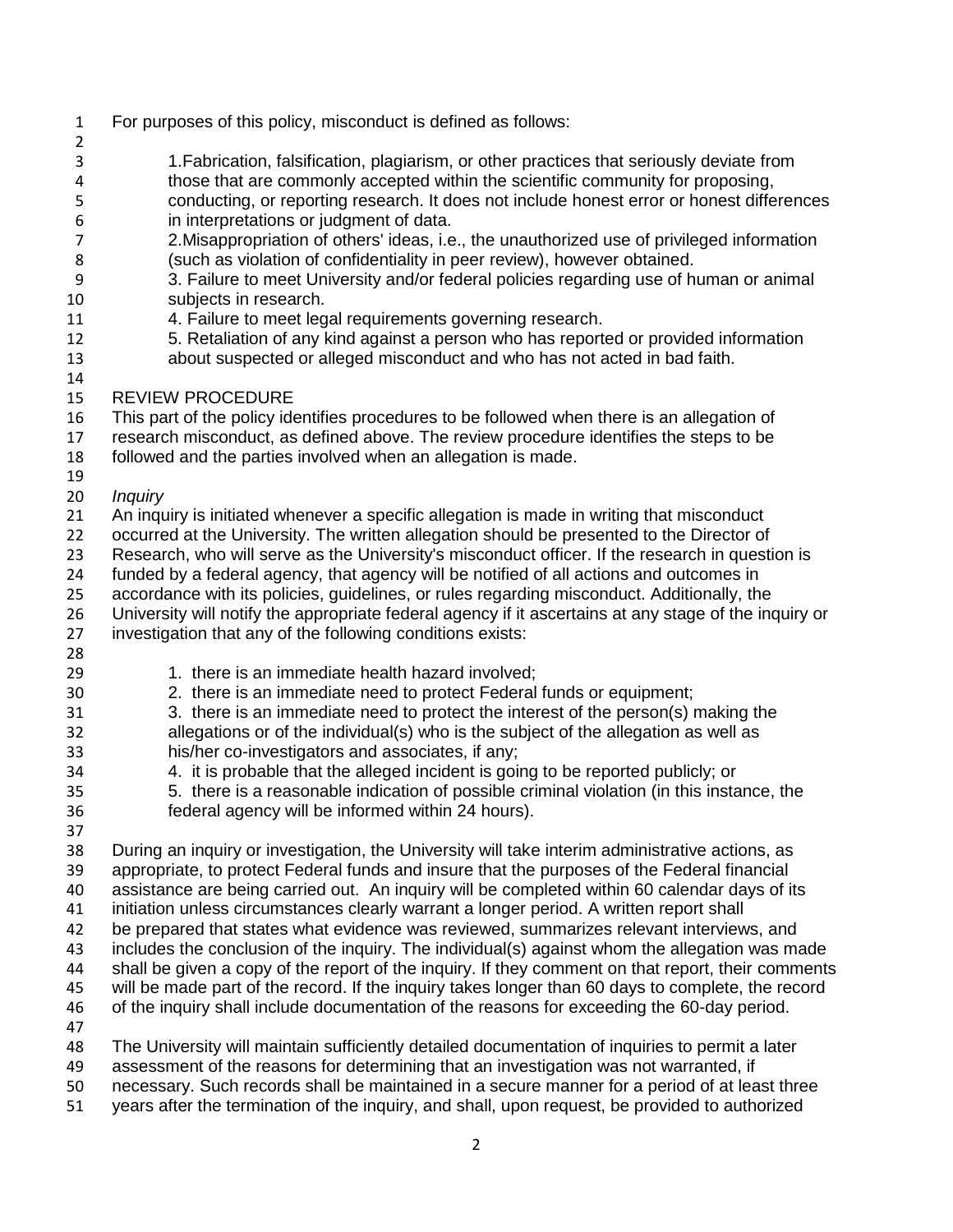For purposes of this policy, misconduct is defined as follows:

1. Fabrication, falsification, plagiarism, or other practices that seriously deviate from those that are commonly accepted within the scientific community for proposing, conducting, or reporting research. It does not include honest error or honest differences in interpretations or judgment of data.
2. Misappropriation of others' ideas, i.e., the unauthorized use of privileged information (such as violation of confidentiality in peer review), however obtained.
3. Failure to meet University and/or federal policies regarding use of human or animal subjects in research.
4. Failure to meet legal requirements governing research.
5. Retaliation of any kind against a person who has reported or provided information about suspected or alleged misconduct and who has not acted in bad faith.

## REVIEW PROCEDURE

This part of the policy identifies procedures to be followed when there is an allegation of research misconduct, as defined above. The review procedure identifies the steps to be followed and the parties involved when an allegation is made.

### *Inquiry*

An inquiry is initiated whenever a specific allegation is made in writing that misconduct occurred at the University. The written allegation should be presented to the Director of Research, who will serve as the University's misconduct officer. If the research in question is funded by a federal agency, that agency will be notified of all actions and outcomes in accordance with its policies, guidelines, or rules regarding misconduct. Additionally, the University will notify the appropriate federal agency if it ascertains at any stage of the inquiry or investigation that any of the following conditions exists:

1. there is an immediate health hazard involved;
2. there is an immediate need to protect Federal funds or equipment;
3. there is an immediate need to protect the interest of the person(s) making the allegations or of the individual(s) who is the subject of the allegation as well as his/her co-investigators and associates, if any;
4. it is probable that the alleged incident is going to be reported publicly; or
5. there is a reasonable indication of possible criminal violation (in this instance, the federal agency will be informed within 24 hours).

During an inquiry or investigation, the University will take interim administrative actions, as appropriate, to protect Federal funds and insure that the purposes of the Federal financial assistance are being carried out. An inquiry will be completed within 60 calendar days of its initiation unless circumstances clearly warrant a longer period. A written report shall be prepared that states what evidence was reviewed, summarizes relevant interviews, and includes the conclusion of the inquiry. The individual(s) against whom the allegation was made shall be given a copy of the report of the inquiry. If they comment on that report, their comments will be made part of the record. If the inquiry takes longer than 60 days to complete, the record of the inquiry shall include documentation of the reasons for exceeding the 60-day period.

The University will maintain sufficiently detailed documentation of inquiries to permit a later assessment of the reasons for determining that an investigation was not warranted, if necessary. Such records shall be maintained in a secure manner for a period of at least three years after the termination of the inquiry, and shall, upon request, be provided to authorized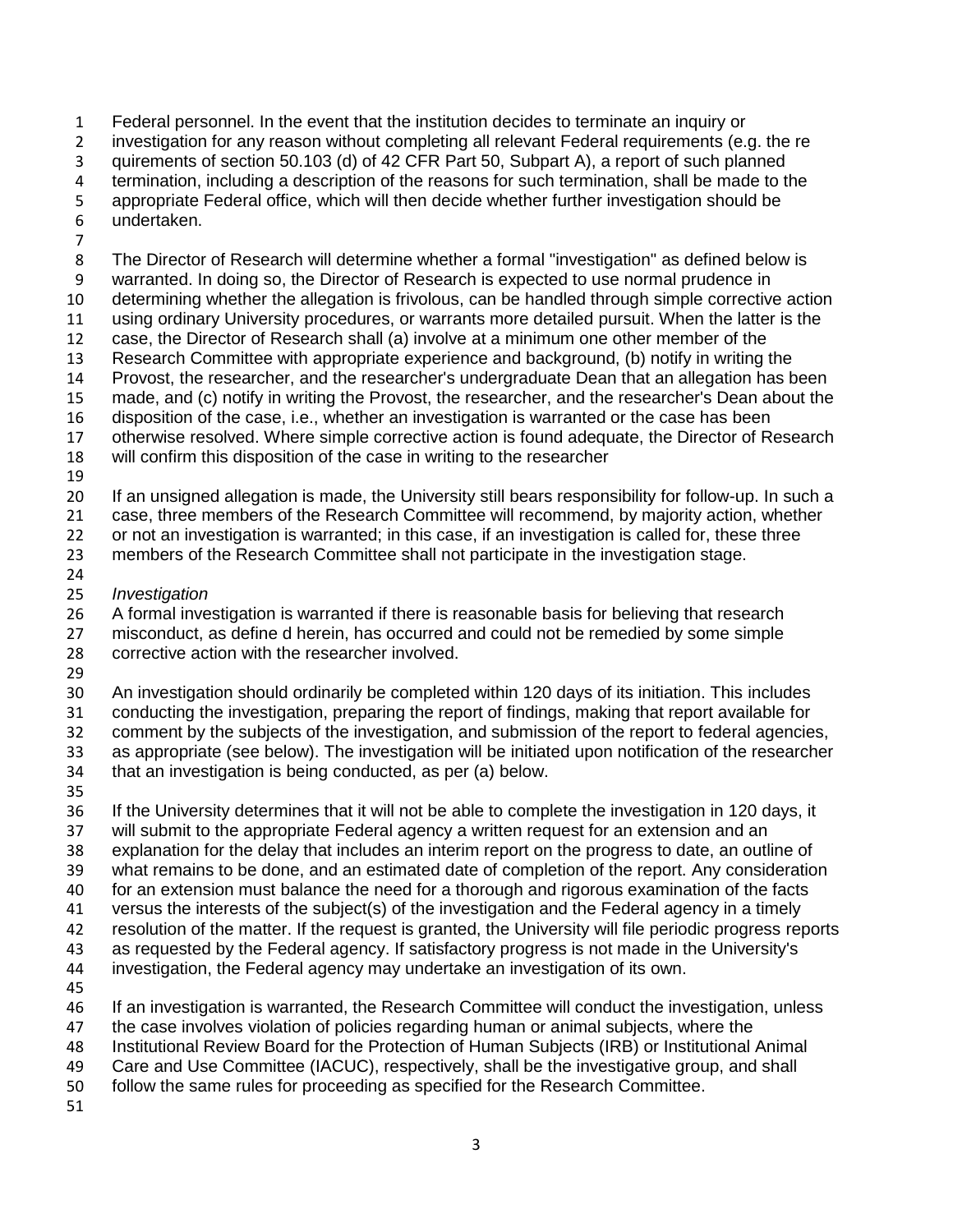Federal personnel. In the event that the institution decides to terminate an inquiry or investigation for any reason without completing all relevant Federal requirements (e.g. the re quirements of section 50.103 (d) of 42 CFR Part 50, Subpart A), a report of such planned termination, including a description of the reasons for such termination, shall be made to the appropriate Federal office, which will then decide whether further investigation should be undertaken.

The Director of Research will determine whether a formal "investigation" as defined below is warranted. In doing so, the Director of Research is expected to use normal prudence in determining whether the allegation is frivolous, can be handled through simple corrective action using ordinary University procedures, or warrants more detailed pursuit. When the latter is the case, the Director of Research shall (a) involve at a minimum one other member of the Research Committee with appropriate experience and background, (b) notify in writing the Provost, the researcher, and the researcher's undergraduate Dean that an allegation has been made, and (c) notify in writing the Provost, the researcher, and the researcher's Dean about the disposition of the case, i.e., whether an investigation is warranted or the case has been otherwise resolved. Where simple corrective action is found adequate, the Director of Research will confirm this disposition of the case in writing to the researcher

If an unsigned allegation is made, the University still bears responsibility for follow-up. In such a case, three members of the Research Committee will recommend, by majority action, whether or not an investigation is warranted; in this case, if an investigation is called for, these three members of the Research Committee shall not participate in the investigation stage.

*Investigation*

A formal investigation is warranted if there is reasonable basis for believing that research misconduct, as define d herein, has occurred and could not be remedied by some simple corrective action with the researcher involved.

An investigation should ordinarily be completed within 120 days of its initiation. This includes conducting the investigation, preparing the report of findings, making that report available for comment by the subjects of the investigation, and submission of the report to federal agencies, as appropriate (see below). The investigation will be initiated upon notification of the researcher that an investigation is being conducted, as per (a) below.

If the University determines that it will not be able to complete the investigation in 120 days, it will submit to the appropriate Federal agency a written request for an extension and an explanation for the delay that includes an interim report on the progress to date, an outline of what remains to be done, and an estimated date of completion of the report. Any consideration for an extension must balance the need for a thorough and rigorous examination of the facts versus the interests of the subject(s) of the investigation and the Federal agency in a timely resolution of the matter. If the request is granted, the University will file periodic progress reports as requested by the Federal agency. If satisfactory progress is not made in the University's investigation, the Federal agency may undertake an investigation of its own.

If an investigation is warranted, the Research Committee will conduct the investigation, unless the case involves violation of policies regarding human or animal subjects, where the Institutional Review Board for the Protection of Human Subjects (IRB) or Institutional Animal Care and Use Committee (IACUC), respectively, shall be the investigative group, and shall follow the same rules for proceeding as specified for the Research Committee.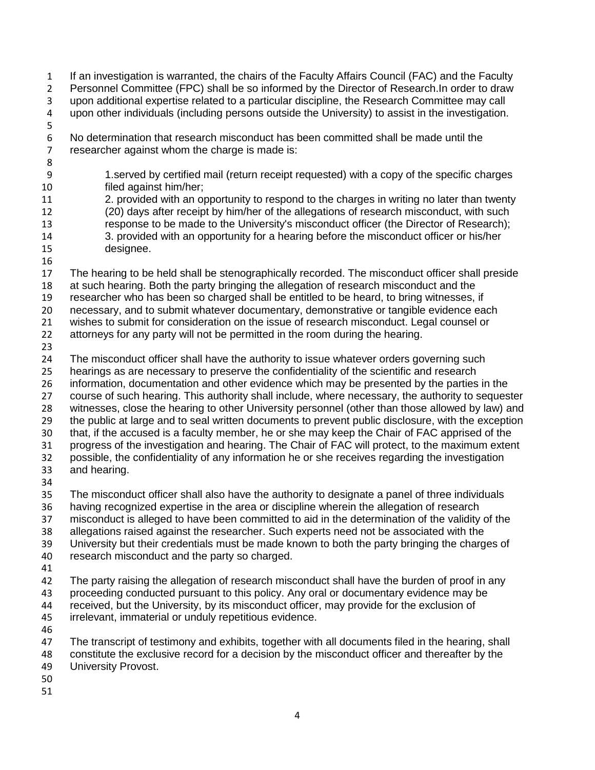If an investigation is warranted, the chairs of the Faculty Affairs Council (FAC) and the Faculty Personnel Committee (FPC) shall be so informed by the Director of Research.In order to draw upon additional expertise related to a particular discipline, the Research Committee may call upon other individuals (including persons outside the University) to assist in the investigation.

No determination that research misconduct has been committed shall be made until the researcher against whom the charge is made is:

1.served by certified mail (return receipt requested) with a copy of the specific charges filed against him/her;
2. provided with an opportunity to respond to the charges in writing no later than twenty (20) days after receipt by him/her of the allegations of research misconduct, with such response to be made to the University's misconduct officer (the Director of Research);
3. provided with an opportunity for a hearing before the misconduct officer or his/her designee.

The hearing to be held shall be stenographically recorded. The misconduct officer shall preside at such hearing. Both the party bringing the allegation of research misconduct and the researcher who has been so charged shall be entitled to be heard, to bring witnesses, if necessary, and to submit whatever documentary, demonstrative or tangible evidence each wishes to submit for consideration on the issue of research misconduct. Legal counsel or attorneys for any party will not be permitted in the room during the hearing.

The misconduct officer shall have the authority to issue whatever orders governing such hearings as are necessary to preserve the confidentiality of the scientific and research information, documentation and other evidence which may be presented by the parties in the course of such hearing. This authority shall include, where necessary, the authority to sequester witnesses, close the hearing to other University personnel (other than those allowed by law) and the public at large and to seal written documents to prevent public disclosure, with the exception that, if the accused is a faculty member, he or she may keep the Chair of FAC apprised of the progress of the investigation and hearing. The Chair of FAC will protect, to the maximum extent possible, the confidentiality of any information he or she receives regarding the investigation and hearing.

The misconduct officer shall also have the authority to designate a panel of three individuals having recognized expertise in the area or discipline wherein the allegation of research misconduct is alleged to have been committed to aid in the determination of the validity of the allegations raised against the researcher. Such experts need not be associated with the University but their credentials must be made known to both the party bringing the charges of research misconduct and the party so charged.

The party raising the allegation of research misconduct shall have the burden of proof in any proceeding conducted pursuant to this policy. Any oral or documentary evidence may be received, but the University, by its misconduct officer, may provide for the exclusion of irrelevant, immaterial or unduly repetitious evidence.

The transcript of testimony and exhibits, together with all documents filed in the hearing, shall constitute the exclusive record for a decision by the misconduct officer and thereafter by the University Provost.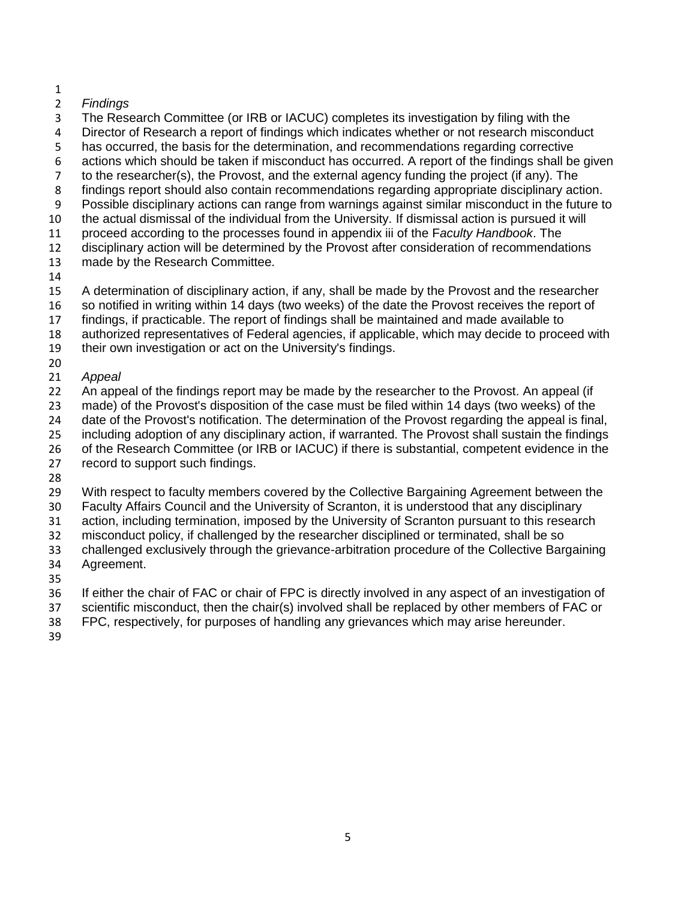*Findings*

The Research Committee (or IRB or IACUC) completes its investigation by filing with the Director of Research a report of findings which indicates whether or not research misconduct has occurred, the basis for the determination, and recommendations regarding corrective actions which should be taken if misconduct has occurred. A report of the findings shall be given to the researcher(s), the Provost, and the external agency funding the project (if any). The findings report should also contain recommendations regarding appropriate disciplinary action. Possible disciplinary actions can range from warnings against similar misconduct in the future to the actual dismissal of the individual from the University. If dismissal action is pursued it will proceed according to the processes found in appendix iii of the F*aculty Handbook*. The disciplinary action will be determined by the Provost after consideration of recommendations made by the Research Committee.

A determination of disciplinary action, if any, shall be made by the Provost and the researcher so notified in writing within 14 days (two weeks) of the date the Provost receives the report of findings, if practicable. The report of findings shall be maintained and made available to authorized representatives of Federal agencies, if applicable, which may decide to proceed with their own investigation or act on the University's findings.

*Appeal*

An appeal of the findings report may be made by the researcher to the Provost. An appeal (if made) of the Provost's disposition of the case must be filed within 14 days (two weeks) of the date of the Provost's notification. The determination of the Provost regarding the appeal is final, including adoption of any disciplinary action, if warranted. The Provost shall sustain the findings of the Research Committee (or IRB or IACUC) if there is substantial, competent evidence in the record to support such findings.

With respect to faculty members covered by the Collective Bargaining Agreement between the Faculty Affairs Council and the University of Scranton, it is understood that any disciplinary action, including termination, imposed by the University of Scranton pursuant to this research misconduct policy, if challenged by the researcher disciplined or terminated, shall be so challenged exclusively through the grievance-arbitration procedure of the Collective Bargaining Agreement.

If either the chair of FAC or chair of FPC is directly involved in any aspect of an investigation of scientific misconduct, then the chair(s) involved shall be replaced by other members of FAC or FPC, respectively, for purposes of handling any grievances which may arise hereunder.